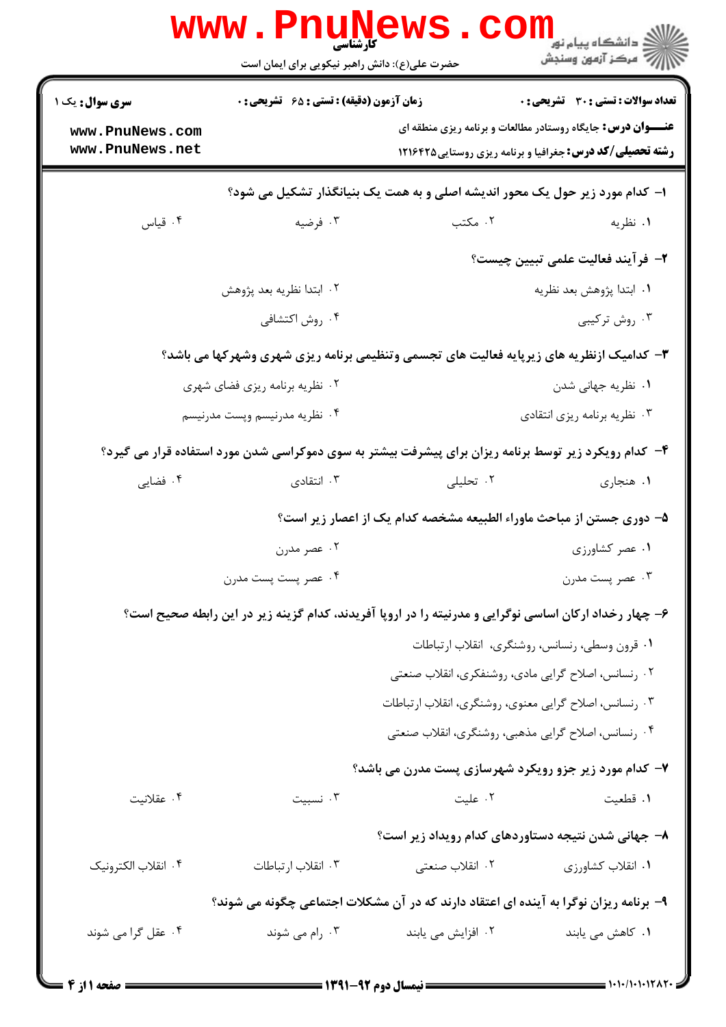کارشناسی

حضرت علی(ع): دانش راهبر نیکویی برای ایمان است

**سری سوال:** یک ۱

**زمان آزمون (دقیقه) : تستی : ۶۵ تشریحی : ۰**

**تعداد سوالات : تستی : ۳۰ تشریحی : ۰**

**عنـــوان درس:** جایگاه روستادر مطالعات و برنامه ریزی منطقه ای

**رشته تحصیلی/کد درس:** جغرافیا و برنامه ریزی روستایی۱۲۱۶۴۲۵

www.PnuNews.com
www.PnuNews.net

**۱- کدام مورد زیر حول یک محور اندیشه اصلی و به همت یک بنیانگذار تشکیل می شود؟**

۱. نظریه
۲. مکتب
۳. فرضیه
۴. قیاس

**۲- فرآیند فعالیت علمی تبیین چیست؟**

۱. ابتدا پژوهش بعد نظریه
۲. ابتدا نظریه بعد پژوهش
۳. روش ترکیبی
۴. روش اکتشافی

**۳- کدامیک ازنظریه های زیرپایه فعالیت های تجسمی وتنظیمی برنامه ریزی شهری وشهرکها می باشد؟**

۱. نظریه جهانی شدن
۲. نظریه برنامه ریزی فضای شهری
۳. نظریه برنامه ریزی انتقادی
۴. نظریه مدرنیسم وپست مدرنیسم

**۴- کدام رویکرد زیر توسط برنامه ریزان برای پیشرفت بیشتر به سوی دموکراسی شدن مورد استفاده قرار می گیرد؟**

۱. هنجاری
۲. تحلیلی
۳. انتقادی
۴. فضایی

**۵- دوری جستن از مباحث ماوراء الطبیعه مشخصه کدام یک از اعصار زیر است؟**

۱. عصر کشاورزی
۲. عصر مدرن
۳. عصر پست مدرن
۴. عصر پست پست مدرن

**۶- چهار رخداد ارکان اساسی نوگرایی و مدرنیته را در اروپا آفریدند، کدام گزینه زیر در این رابطه صحیح است؟**

۱. قرون وسطی، رنسانس، روشنگری، انقلاب ارتباطات
۲. رنسانس، اصلاح گرایی مادی، روشنفکری، انقلاب صنعتی
۳. رنسانس، اصلاح گرایی معنوی، روشنگری، انقلاب ارتباطات
۴. رنسانس، اصلاح گرایی مذهبی، روشنگری، انقلاب صنعتی

**۷- کدام مورد زیر جزو رویکرد شهرسازی پست مدرن می باشد؟**

۱. قطعیت
۲. علیت
۳. نسبیت
۴. عقلانیت

**۸- جهانی شدن نتیجه دستاوردهای کدام رویداد زیر است؟**

۱. انقلاب کشاورزی
۲. انقلاب صنعتی
۳. انقلاب ارتباطات
۴. انقلاب الکترونیک

**۹- برنامه ریزان نوگرا به آینده ای اعتقاد دارند که در آن مشکلات اجتماعی چگونه می شوند؟**

۱. کاهش می یابند
۲. افزایش می یابند
۳. رام می شوند
۴. عقل گرا می شوند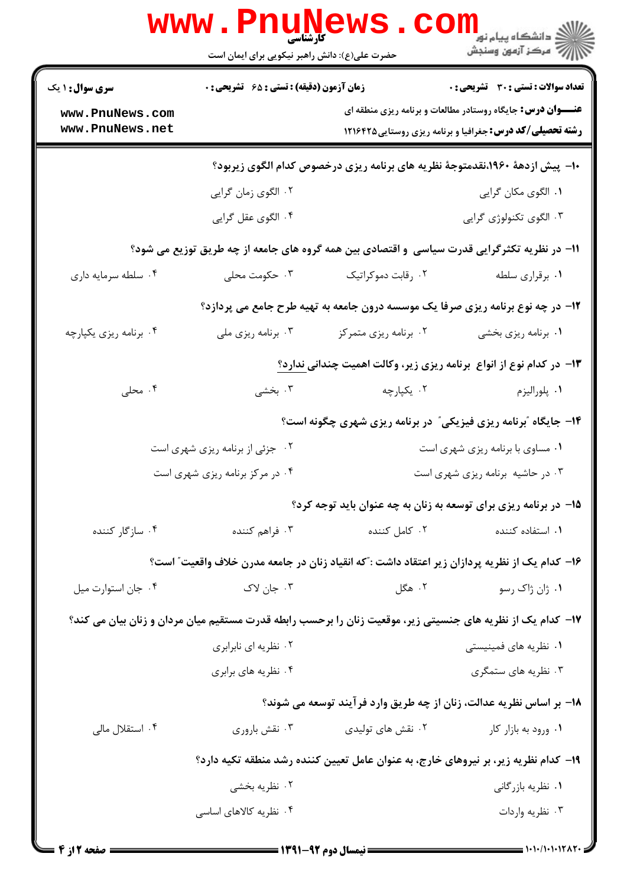۱۰- پیش ازدهۀ ۱۹۶۰،نقدمتوجۀ نظریه های برنامه ریزی درخصوص کدام الگوی زیربود؟

۱. الگوی مکان گرایی
۲. الگوی زمان گرایی
۳. الگوی تکنولوژی گرایی
۴. الگوی عقل گرایی

۱۱- در نظریه تکثرگرایی قدرت سیاسی و اقتصادی بین همه گروه های جامعه از چه طریق توزیع می شود؟

۱. برقراری سلطه
۲. رقابت دموکراتیک
۳. حکومت محلی
۴. سلطه سرمایه داری

۱۲- در چه نوع برنامه ریزی صرفا یک موسسه درون جامعه به تهیه طرح جامع می پردازد؟

۱. برنامه ریزی بخشی
۲. برنامه ریزی متمرکز
۳. برنامه ریزی ملی
۴. برنامه ریزی یکپارچه

۱۳- در کدام نوع از انواع برنامه ریزی زیر، وکالت اهمیت چندانی <u>ندارد</u>؟

۱. پلورالیزم
۲. یکپارچه
۳. بخشی
۴. محلی

۱۴- جایگاه "برنامه ریزی فیزیکی" در برنامه ریزی شهری چگونه است؟

۱. مساوی با برنامه ریزی شهری است
۲. جزئی از برنامه ریزی شهری است
۳. در حاشیه برنامه ریزی شهری است
۴. در مرکز برنامه ریزی شهری است

۱۵- در برنامه ریزی برای توسعه به زنان به چه عنوان باید توجه کرد؟

۱. استفاده کننده
۲. کامل کننده
۳. فراهم کننده
۴. سازگار کننده

۱۶- کدام یک از نظریه پردازان زیر اعتقاد داشت :"که انقیاد زنان در جامعه مدرن خلاف واقعیت" است؟

۱. ژان ژاک رسو
۲. هگل
۳. جان لاک
۴. جان استوارت میل

۱۷- کدام یک از نظریه های جنسیتی زیر، موقعیت زنان را برحسب رابطه قدرت مستقیم میان مردان و زنان بیان می کند؟

۱. نظریه های فمینیستی
۲. نظریه ای نابرابری
۳. نظریه های ستمگری
۴. نظریه های برابری

۱۸- بر اساس نظریه عدالت، زنان از چه طریق وارد فرآیند توسعه می شوند؟

۱. ورود به بازار کار
۲. نقش های تولیدی
۳. نقش باروری
۴. استقلال مالی

۱۹- کدام نظریه زیر، بر نیروهای خارج، به عنوان عامل تعیین کننده رشد منطقه تکیه دارد؟

۱. نظریه بازرگانی
۲. نظریه بخشی
۳. نظریه واردات
۴. نظریه کالاهای اساسی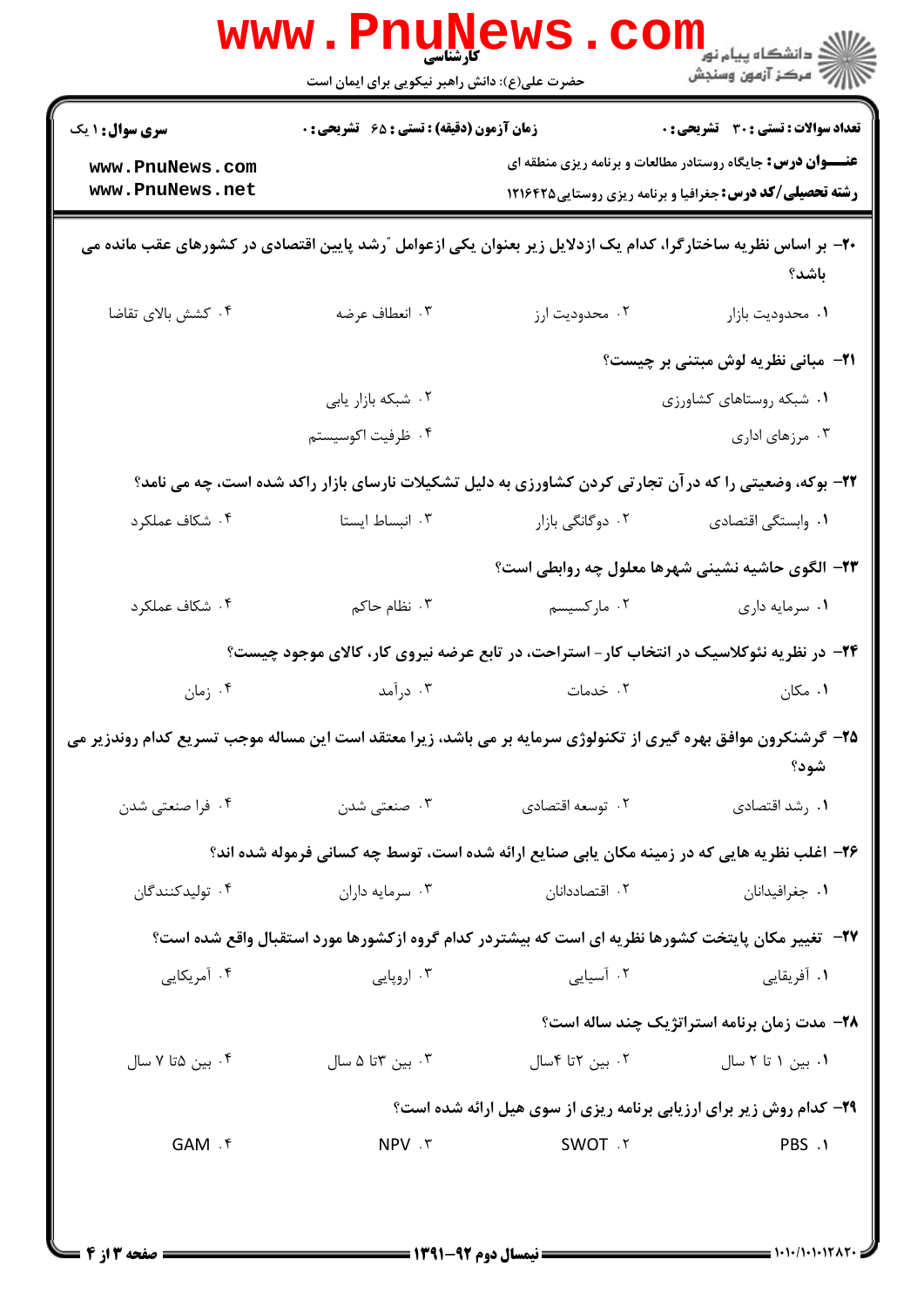۲۰- بر اساس نظریه ساختارگرا، کدام یک ازدلایل زیر بعنوان یکی ازعوامل "رشد پایین اقتصادی در کشورهای عقب مانده می باشد؟

۱. محدودیت بازار
۲. محدودیت ارز
۳. انعطاف عرضه
۴. کشش بالای تقاضا

۲۱- مبانی نظریه لوش مبتنی بر چیست؟

۱. شبکه روستاهای کشاورزی
۲. شبکه بازار یابی
۳. مرزهای اداری
۴. ظرفیت اکوسیستم

۲۲- بوکه، وضعیتی را که درآن تجارتی کردن کشاورزی به دلیل تشکیلات نارسای بازار راکد شده است، چه می نامد؟

۱. وابستگی اقتصادی
۲. دوگانگی بازار
۳. انبساط ایستا
۴. شکاف عملکرد

۲۳- الگوی حاشیه نشینی شهرها معلول چه روابطی است؟

۱. سرمایه داری
۲. مارکسیسم
۳. نظام حاکم
۴. شکاف عملکرد

۲۴- در نظریه نئوکلاسیک در انتخاب کار- استراحت، در تابع عرضه نیروی کار، کالای موجود چیست؟

۱. مکان
۲. خدمات
۳. درآمد
۴. زمان

۲۵- گرشنکرون موافق بهره گیری از تکنولوژی سرمایه بر می باشد، زیرا معتقد است این مساله موجب تسریع کدام روندزیر می شود؟

۱. رشد اقتصادی
۲. توسعه اقتصادی
۳. صنعتی شدن
۴. فرا صنعتی شدن

۲۶- اغلب نظریه هایی که در زمینه مکان یابی صنایع ارائه شده است، توسط چه کسانی فرموله شده اند؟

۱. جغرافیدانان
۲. اقتصاددانان
۳. سرمایه داران
۴. تولیدکنندگان

۲۷- تغییر مکان پایتخت کشورها نظریه ای است که بیشتردر کدام گروه ازکشورها مورد استقبال واقع شده است؟

۱. آفریقایی
۲. آسیایی
۳. اروپایی
۴. آمریکایی

۲۸- مدت زمان برنامه استراتژیک چند ساله است؟

۱. بین ۱ تا ۲ سال
۲. بین ۲تا ۴سال
۳. بین ۳تا ۵ سال
۴. بین ۵تا ۷ سال

۲۹- کدام روش زیر برای ارزیابی برنامه ریزی از سوی هیل ارائه شده است؟

۱. PBS
۲. SWOT
۳. NPV
۴. GAM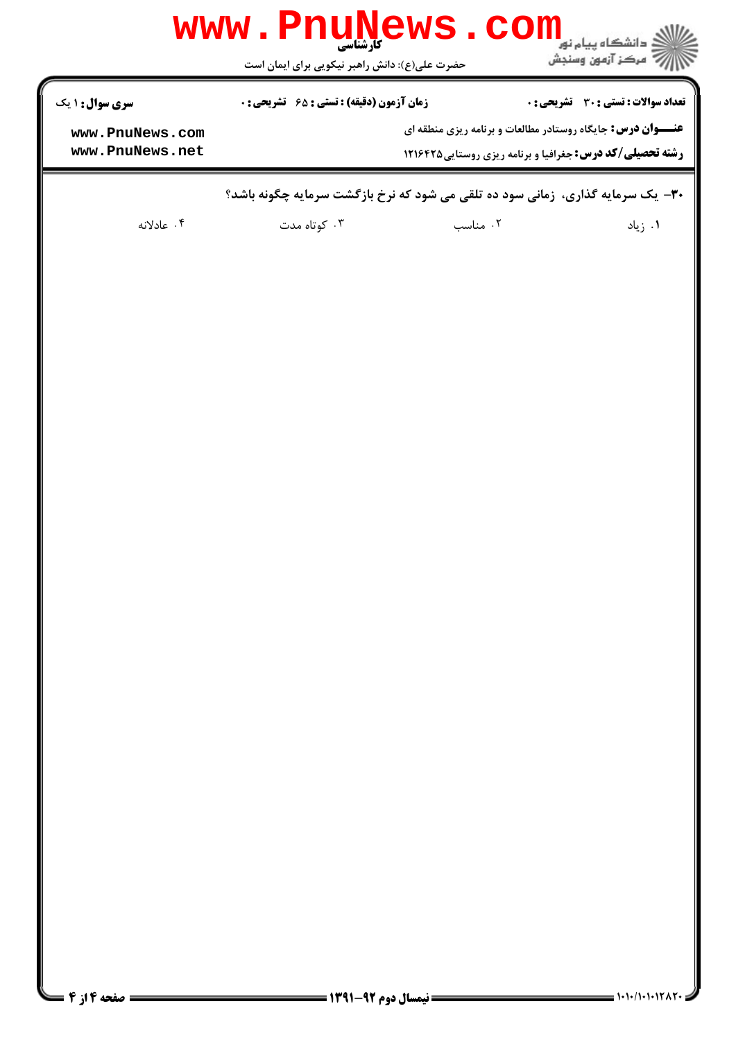**تعداد سوالات : تستی : ۳۰ تشریحی : ۰** | **زمان آزمون (دقیقه) : تستی : ۶۵ تشریحی : ۰** | **سری سوال : ۱ یک**

**عنــــوان درس:** جایگاه روستادر مطالعات و برنامه ریزی منطقه ای

**رشته تحصیلی/کد درس:** جغرافیا و برنامه ریزی روستایی۱۲۱۶۴۲۵

**۳۰- یک سرمایه گذاری، زمانی سود ده تلقی می شود که نرخ بازگشت سرمایه چگونه باشد؟**

۱. زیاد

۲. مناسب

۳. کوتاه مدت

۴. عادلانه